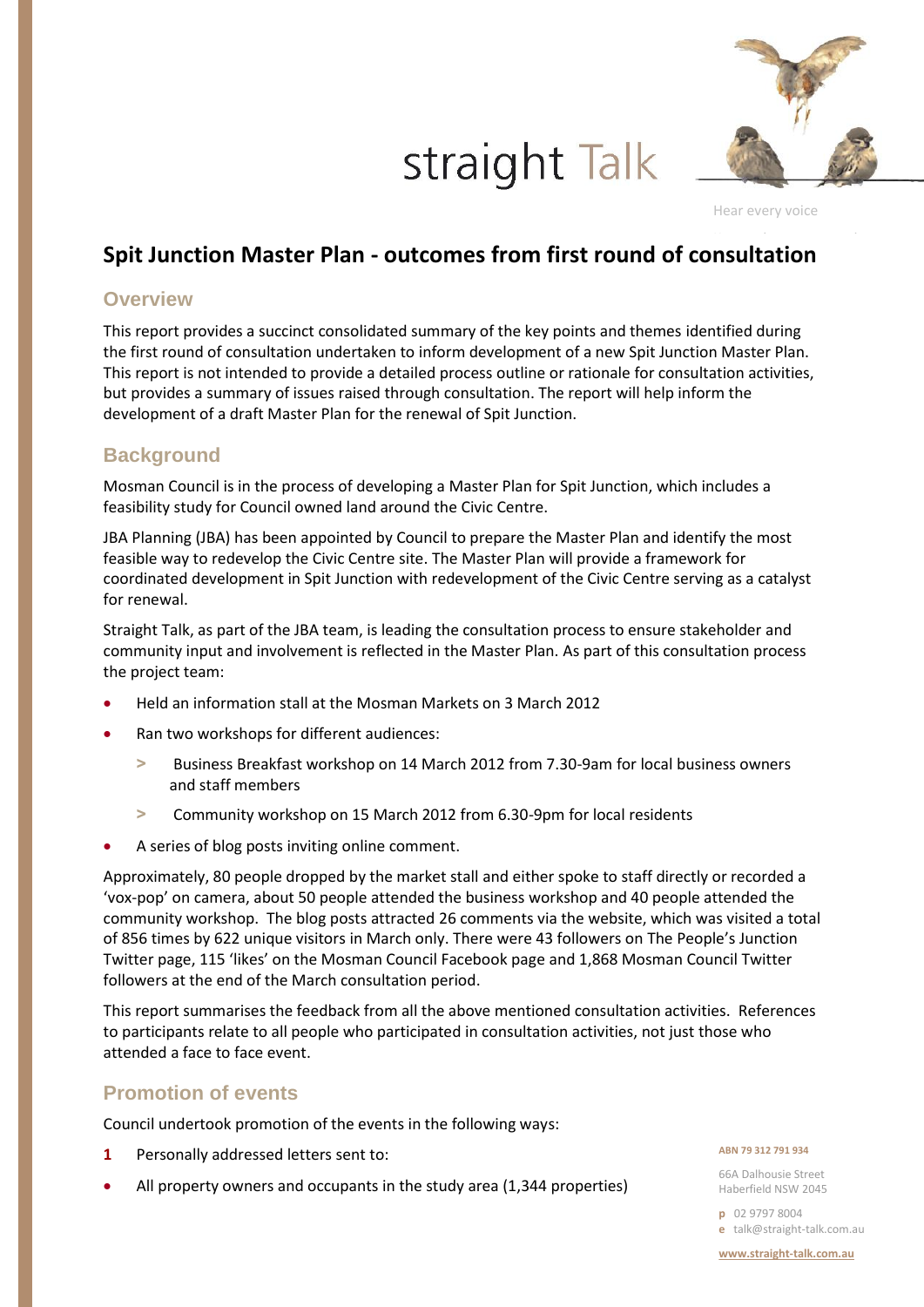straight Talk

Hear every voice

# Spit Junction Master Plan - outcomes from first round of consultation

## Overview

This report provides a succinct consolidated summary of the key points and themes identified during the first round of consultation undertaken to inform development of a new Spit Junction Master Plan. This report is not intended to provide a detailed process outline or rationale for consultation activities, but provides a summary of issues raised through consultation. The report will help inform the development of a draft Master Plan for the renewal of Spit Junction.

## Background

Mosman Council is in the process of developing a Master Plan for Spit Junction, which includes a feasibility study for Council owned land around the Civic Centre.

JBA Planning (JBA) has been appointed by Council to prepare the Master Plan and identify the most feasible way to redevelop the Civic Centre site. The Master Plan will provide a framework for coordinated development in Spit Junction with redevelopment of the Civic Centre serving as a catalyst for renewal.

Straight Talk, as part of the JBA team, is leading the consultation process to ensure stakeholder and community input and involvement is reflected in the Master Plan. As part of this consultation process the project team:

- Held an information stall at the Mosman Markets on 3 March 2012
- Ran two workshops for different audiences:
  - Business Breakfast workshop on 14 March 2012 from 7.30-9am for local business owners and staff members
  - Community workshop on 15 March 2012 from 6.30-9pm for local residents
- A series of blog posts inviting online comment.

Approximately, 80 people dropped by the market stall and either spoke to staff directly or recorded a 'vox-pop' on camera, about 50 people attended the business workshop and 40 people attended the community workshop. The blog posts attracted 26 comments via the website, which was visited a total of 856 times by 622 unique visitors in March only. There were 43 followers on The People's Junction Twitter page, 115 'likes' on the Mosman Council Facebook page and 1,868 Mosman Council Twitter followers at the end of the March consultation period.

This report summarises the feedback from all the above mentioned consultation activities. References to participants relate to all people who participated in consultation activities, not just those who attended a face to face event.

## Promotion of events

Council undertook promotion of the events in the following ways:

1. Personally addressed letters sent to:

- All property owners and occupants in the study area (1,344 properties)

ABN 79 312 791 934

66A Dalhousie Street
Haberfield NSW 2045

p 02 9797 8004
e talk@straight-talk.com.au

www.straight-talk.com.au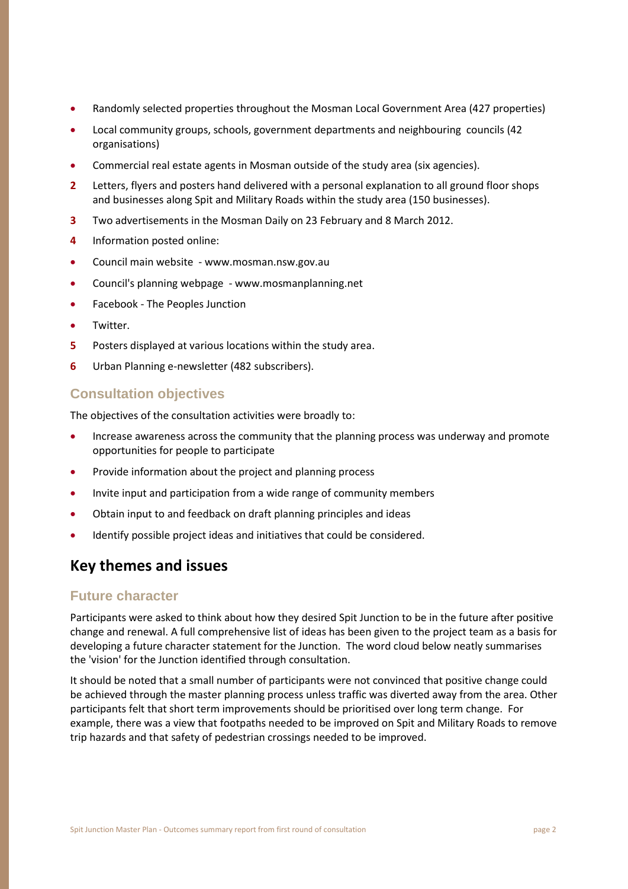- Randomly selected properties throughout the Mosman Local Government Area (427 properties)
- Local community groups, schools, government departments and neighbouring councils (42 organisations)
- Commercial real estate agents in Mosman outside of the study area (six agencies).

2. Letters, flyers and posters hand delivered with a personal explanation to all ground floor shops and businesses along Spit and Military Roads within the study area (150 businesses).
3. Two advertisements in the Mosman Daily on 23 February and 8 March 2012.
4. Information posted online:

- Council main website - www.mosman.nsw.gov.au
- Council's planning webpage - www.mosmanplanning.net
- Facebook - The Peoples Junction
- Twitter.

5. Posters displayed at various locations within the study area.
6. Urban Planning e-newsletter (482 subscribers).

### Consultation objectives

The objectives of the consultation activities were broadly to:

- Increase awareness across the community that the planning process was underway and promote opportunities for people to participate
- Provide information about the project and planning process
- Invite input and participation from a wide range of community members
- Obtain input to and feedback on draft planning principles and ideas
- Identify possible project ideas and initiatives that could be considered.

## Key themes and issues

### Future character

Participants were asked to think about how they desired Spit Junction to be in the future after positive change and renewal. A full comprehensive list of ideas has been given to the project team as a basis for developing a future character statement for the Junction. The word cloud below neatly summarises the 'vision' for the Junction identified through consultation.

It should be noted that a small number of participants were not convinced that positive change could be achieved through the master planning process unless traffic was diverted away from the area. Other participants felt that short term improvements should be prioritised over long term change. For example, there was a view that footpaths needed to be improved on Spit and Military Roads to remove trip hazards and that safety of pedestrian crossings needed to be improved.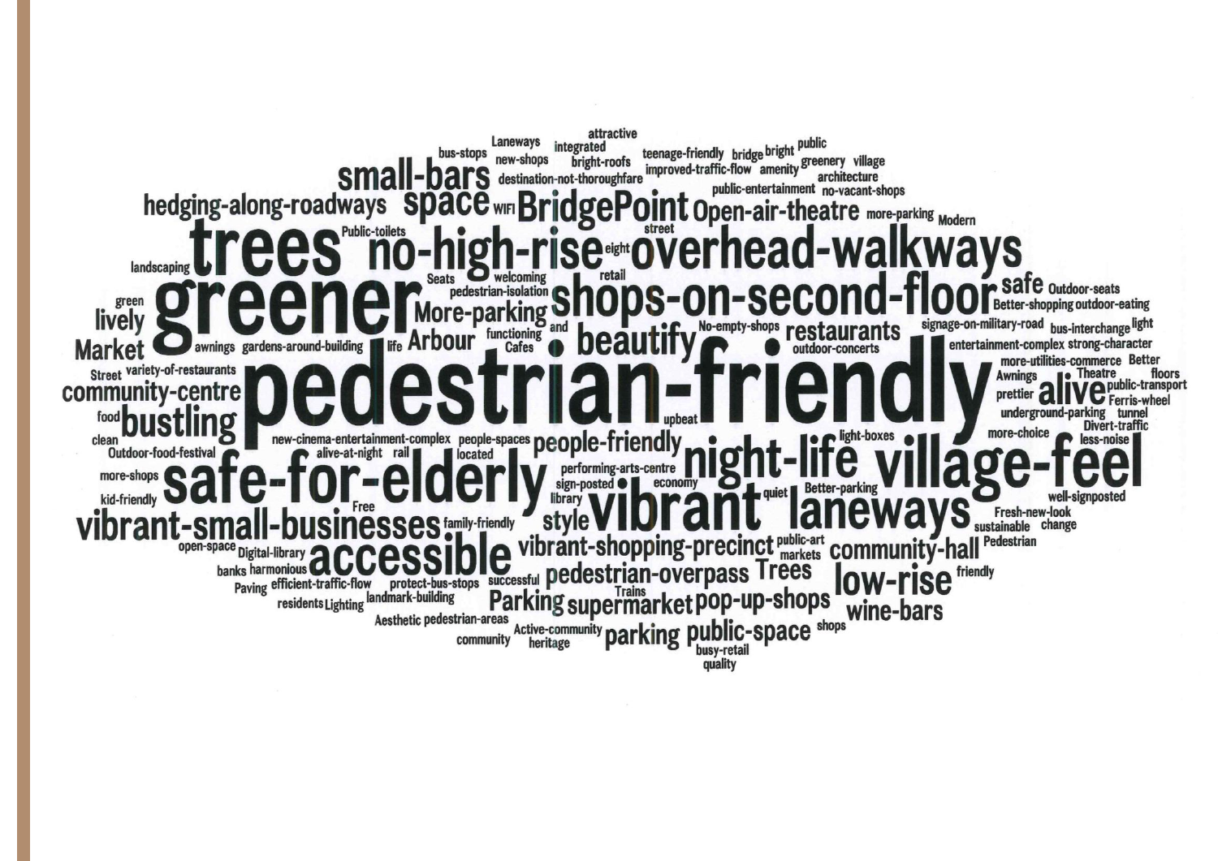attractive

bus-stops Laneways integrated teenage-friendly bridge bright public

new-shops bright-roofs improved-traffic-flow amenity greenery village

small-bars destination-not-thoroughfare architecture

hedging-along-roadways space WIFI BridgePoint public-entertainment no-vacant-shops Open-air-theatre more-parking Modern

Public-toilets street

landscaping trees no-high-rise eight overhead-walkways

Seats welcoming retail

green greener pedestrian-isolation shops-on-second-floor safe Outdoor-seats

lively More-parking Better-shopping outdoor-eating

Market awnings gardens-around-building life Arbour functioning and Cafes beautify No-empty-shops restaurants signage-on-military-road bus-interchange light

outdoor-concerts entertainment-complex strong-character

Street variety-of-restaurants more-utilities-commerce Better

community-centre pedestrian-friendly Awnings Theatre floors

prettier alive public-transport Ferris-wheel

food bustling upbeat underground-parking tunnel

clean new-cinema-entertainment-complex people-spaces people-friendly light-boxes more-choice Divert-traffic less-noise

Outdoor-food-festival alive-at-night rail located

more-shops safe-for-elderly performing-arts-centre night-life village-feel

kid-friendly sign-posted economy quiet Better-parking well-signposted

Free library

vibrant-small-businesses family-friendly style vibrant laneways Fresh-new-look sustainable change

open-space Digital-library accessible vibrant-shopping-precinct public-art markets community-hall Pedestrian

banks harmonious

Paving efficient-traffic-flow protect-bus-stops successful pedestrian-overpass Trees low-rise friendly

residents Lighting landmark-building Trains Parking supermarket pop-up-shops wine-bars

Aesthetic pedestrian-areas

community Active-community heritage parking public-space shops

busy-retail

quality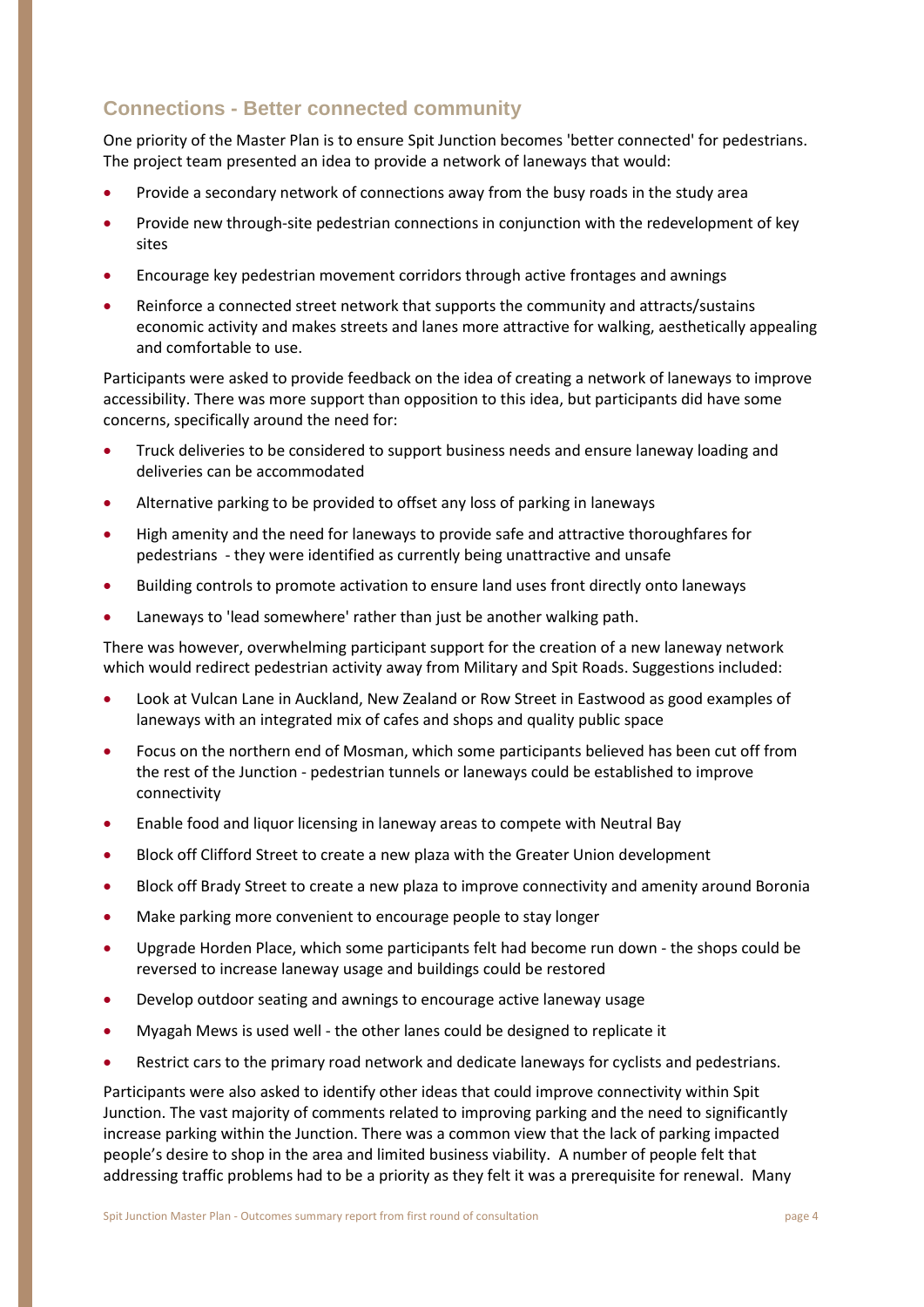## Connections - Better connected community

One priority of the Master Plan is to ensure Spit Junction becomes 'better connected' for pedestrians. The project team presented an idea to provide a network of laneways that would:

- Provide a secondary network of connections away from the busy roads in the study area
- Provide new through-site pedestrian connections in conjunction with the redevelopment of key sites
- Encourage key pedestrian movement corridors through active frontages and awnings
- Reinforce a connected street network that supports the community and attracts/sustains economic activity and makes streets and lanes more attractive for walking, aesthetically appealing and comfortable to use.

Participants were asked to provide feedback on the idea of creating a network of laneways to improve accessibility. There was more support than opposition to this idea, but participants did have some concerns, specifically around the need for:

- Truck deliveries to be considered to support business needs and ensure laneway loading and deliveries can be accommodated
- Alternative parking to be provided to offset any loss of parking in laneways
- High amenity and the need for laneways to provide safe and attractive thoroughfares for pedestrians - they were identified as currently being unattractive and unsafe
- Building controls to promote activation to ensure land uses front directly onto laneways
- Laneways to 'lead somewhere' rather than just be another walking path.

There was however, overwhelming participant support for the creation of a new laneway network which would redirect pedestrian activity away from Military and Spit Roads. Suggestions included:

- Look at Vulcan Lane in Auckland, New Zealand or Row Street in Eastwood as good examples of laneways with an integrated mix of cafes and shops and quality public space
- Focus on the northern end of Mosman, which some participants believed has been cut off from the rest of the Junction - pedestrian tunnels or laneways could be established to improve connectivity
- Enable food and liquor licensing in laneway areas to compete with Neutral Bay
- Block off Clifford Street to create a new plaza with the Greater Union development
- Block off Brady Street to create a new plaza to improve connectivity and amenity around Boronia
- Make parking more convenient to encourage people to stay longer
- Upgrade Horden Place, which some participants felt had become run down - the shops could be reversed to increase laneway usage and buildings could be restored
- Develop outdoor seating and awnings to encourage active laneway usage
- Myagah Mews is used well - the other lanes could be designed to replicate it
- Restrict cars to the primary road network and dedicate laneways for cyclists and pedestrians.

Participants were also asked to identify other ideas that could improve connectivity within Spit Junction. The vast majority of comments related to improving parking and the need to significantly increase parking within the Junction. There was a common view that the lack of parking impacted people's desire to shop in the area and limited business viability. A number of people felt that addressing traffic problems had to be a priority as they felt it was a prerequisite for renewal. Many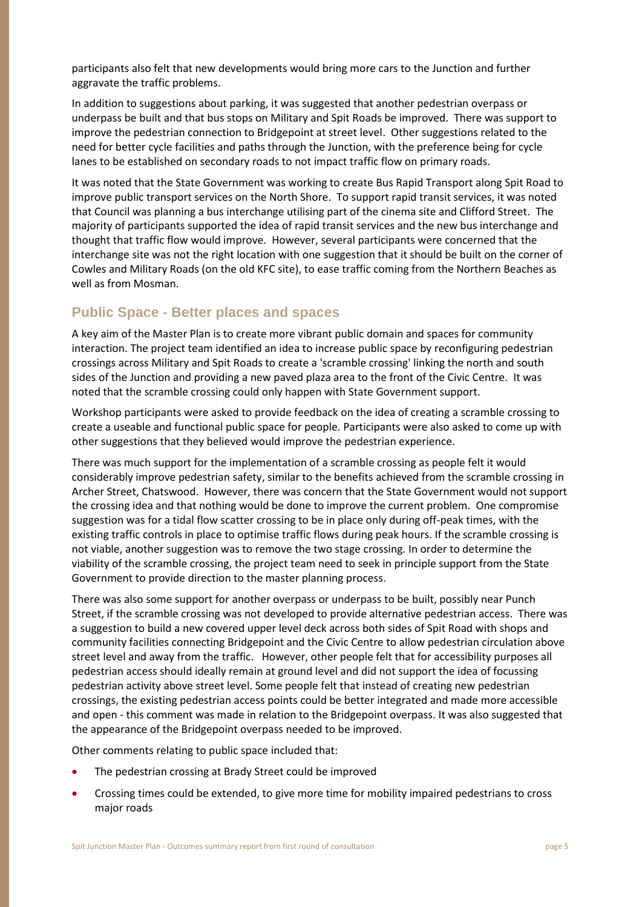participants also felt that new developments would bring more cars to the Junction and further aggravate the traffic problems.

In addition to suggestions about parking, it was suggested that another pedestrian overpass or underpass be built and that bus stops on Military and Spit Roads be improved. There was support to improve the pedestrian connection to Bridgepoint at street level. Other suggestions related to the need for better cycle facilities and paths through the Junction, with the preference being for cycle lanes to be established on secondary roads to not impact traffic flow on primary roads.

It was noted that the State Government was working to create Bus Rapid Transport along Spit Road to improve public transport services on the North Shore. To support rapid transit services, it was noted that Council was planning a bus interchange utilising part of the cinema site and Clifford Street. The majority of participants supported the idea of rapid transit services and the new bus interchange and thought that traffic flow would improve. However, several participants were concerned that the interchange site was not the right location with one suggestion that it should be built on the corner of Cowles and Military Roads (on the old KFC site), to ease traffic coming from the Northern Beaches as well as from Mosman.

## Public Space - Better places and spaces

A key aim of the Master Plan is to create more vibrant public domain and spaces for community interaction. The project team identified an idea to increase public space by reconfiguring pedestrian crossings across Military and Spit Roads to create a 'scramble crossing' linking the north and south sides of the Junction and providing a new paved plaza area to the front of the Civic Centre. It was noted that the scramble crossing could only happen with State Government support.

Workshop participants were asked to provide feedback on the idea of creating a scramble crossing to create a useable and functional public space for people. Participants were also asked to come up with other suggestions that they believed would improve the pedestrian experience.

There was much support for the implementation of a scramble crossing as people felt it would considerably improve pedestrian safety, similar to the benefits achieved from the scramble crossing in Archer Street, Chatswood. However, there was concern that the State Government would not support the crossing idea and that nothing would be done to improve the current problem. One compromise suggestion was for a tidal flow scatter crossing to be in place only during off-peak times, with the existing traffic controls in place to optimise traffic flows during peak hours. If the scramble crossing is not viable, another suggestion was to remove the two stage crossing. In order to determine the viability of the scramble crossing, the project team need to seek in principle support from the State Government to provide direction to the master planning process.

There was also some support for another overpass or underpass to be built, possibly near Punch Street, if the scramble crossing was not developed to provide alternative pedestrian access. There was a suggestion to build a new covered upper level deck across both sides of Spit Road with shops and community facilities connecting Bridgepoint and the Civic Centre to allow pedestrian circulation above street level and away from the traffic. However, other people felt that for accessibility purposes all pedestrian access should ideally remain at ground level and did not support the idea of focussing pedestrian activity above street level. Some people felt that instead of creating new pedestrian crossings, the existing pedestrian access points could be better integrated and made more accessible and open - this comment was made in relation to the Bridgepoint overpass. It was also suggested that the appearance of the Bridgepoint overpass needed to be improved.

Other comments relating to public space included that:

- The pedestrian crossing at Brady Street could be improved
- Crossing times could be extended, to give more time for mobility impaired pedestrians to cross major roads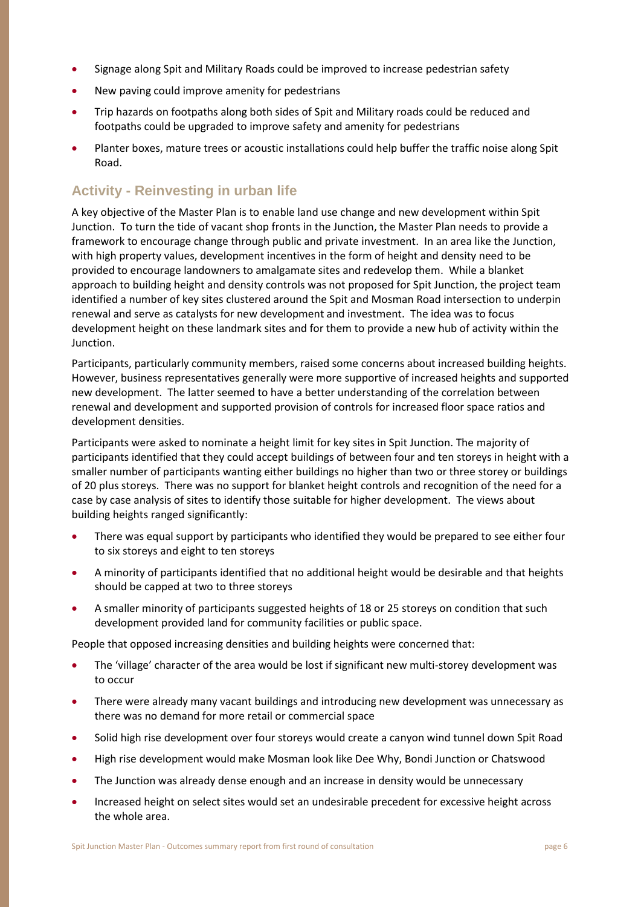- Signage along Spit and Military Roads could be improved to increase pedestrian safety
- New paving could improve amenity for pedestrians
- Trip hazards on footpaths along both sides of Spit and Military roads could be reduced and footpaths could be upgraded to improve safety and amenity for pedestrians
- Planter boxes, mature trees or acoustic installations could help buffer the traffic noise along Spit Road.

## Activity - Reinvesting in urban life

A key objective of the Master Plan is to enable land use change and new development within Spit Junction. To turn the tide of vacant shop fronts in the Junction, the Master Plan needs to provide a framework to encourage change through public and private investment. In an area like the Junction, with high property values, development incentives in the form of height and density need to be provided to encourage landowners to amalgamate sites and redevelop them. While a blanket approach to building height and density controls was not proposed for Spit Junction, the project team identified a number of key sites clustered around the Spit and Mosman Road intersection to underpin renewal and serve as catalysts for new development and investment. The idea was to focus development height on these landmark sites and for them to provide a new hub of activity within the Junction.

Participants, particularly community members, raised some concerns about increased building heights. However, business representatives generally were more supportive of increased heights and supported new development. The latter seemed to have a better understanding of the correlation between renewal and development and supported provision of controls for increased floor space ratios and development densities.

Participants were asked to nominate a height limit for key sites in Spit Junction. The majority of participants identified that they could accept buildings of between four and ten storeys in height with a smaller number of participants wanting either buildings no higher than two or three storey or buildings of 20 plus storeys. There was no support for blanket height controls and recognition of the need for a case by case analysis of sites to identify those suitable for higher development. The views about building heights ranged significantly:

- There was equal support by participants who identified they would be prepared to see either four to six storeys and eight to ten storeys
- A minority of participants identified that no additional height would be desirable and that heights should be capped at two to three storeys
- A smaller minority of participants suggested heights of 18 or 25 storeys on condition that such development provided land for community facilities or public space.

People that opposed increasing densities and building heights were concerned that:

- The 'village' character of the area would be lost if significant new multi-storey development was to occur
- There were already many vacant buildings and introducing new development was unnecessary as there was no demand for more retail or commercial space
- Solid high rise development over four storeys would create a canyon wind tunnel down Spit Road
- High rise development would make Mosman look like Dee Why, Bondi Junction or Chatswood
- The Junction was already dense enough and an increase in density would be unnecessary
- Increased height on select sites would set an undesirable precedent for excessive height across the whole area.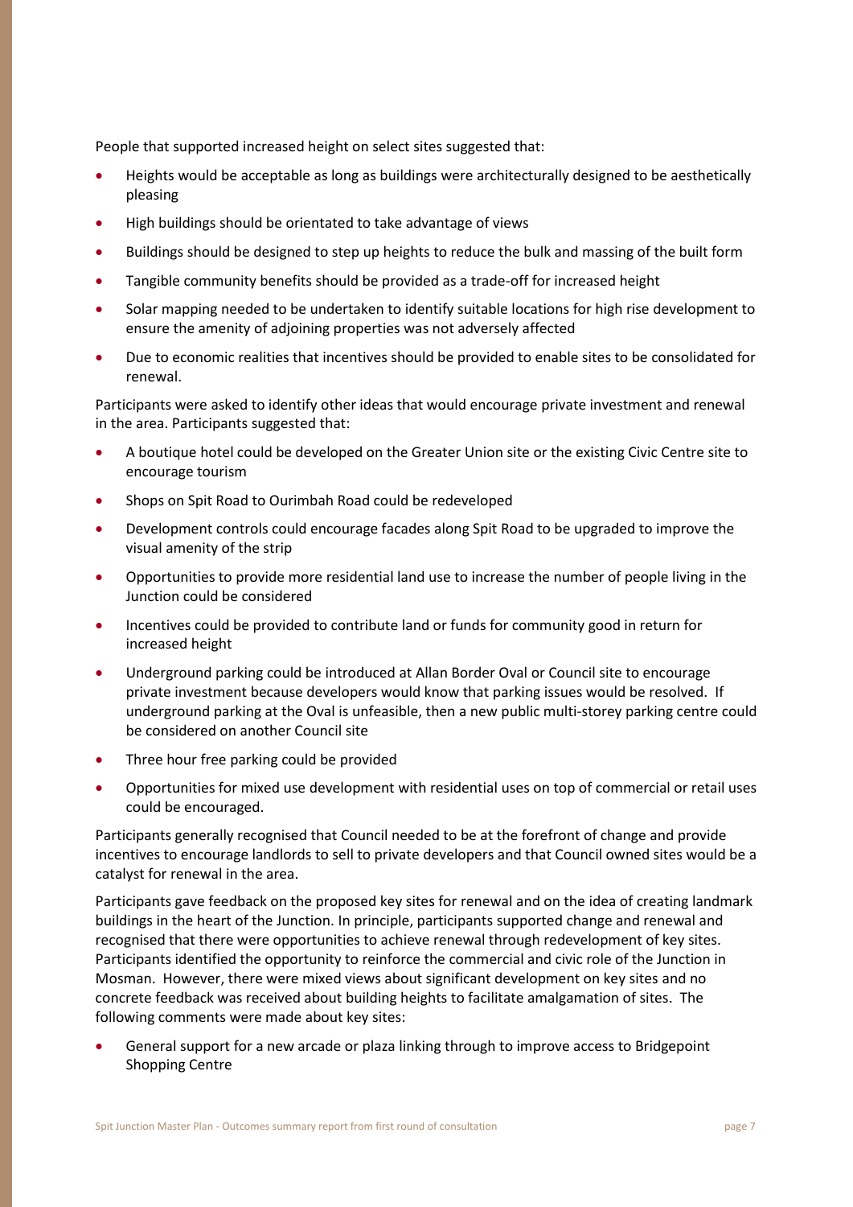People that supported increased height on select sites suggested that:

- Heights would be acceptable as long as buildings were architecturally designed to be aesthetically pleasing
- High buildings should be orientated to take advantage of views
- Buildings should be designed to step up heights to reduce the bulk and massing of the built form
- Tangible community benefits should be provided as a trade-off for increased height
- Solar mapping needed to be undertaken to identify suitable locations for high rise development to ensure the amenity of adjoining properties was not adversely affected
- Due to economic realities that incentives should be provided to enable sites to be consolidated for renewal.

Participants were asked to identify other ideas that would encourage private investment and renewal in the area. Participants suggested that:

- A boutique hotel could be developed on the Greater Union site or the existing Civic Centre site to encourage tourism
- Shops on Spit Road to Ourimbah Road could be redeveloped
- Development controls could encourage facades along Spit Road to be upgraded to improve the visual amenity of the strip
- Opportunities to provide more residential land use to increase the number of people living in the Junction could be considered
- Incentives could be provided to contribute land or funds for community good in return for increased height
- Underground parking could be introduced at Allan Border Oval or Council site to encourage private investment because developers would know that parking issues would be resolved. If underground parking at the Oval is unfeasible, then a new public multi-storey parking centre could be considered on another Council site
- Three hour free parking could be provided
- Opportunities for mixed use development with residential uses on top of commercial or retail uses could be encouraged.

Participants generally recognised that Council needed to be at the forefront of change and provide incentives to encourage landlords to sell to private developers and that Council owned sites would be a catalyst for renewal in the area.

Participants gave feedback on the proposed key sites for renewal and on the idea of creating landmark buildings in the heart of the Junction. In principle, participants supported change and renewal and recognised that there were opportunities to achieve renewal through redevelopment of key sites. Participants identified the opportunity to reinforce the commercial and civic role of the Junction in Mosman. However, there were mixed views about significant development on key sites and no concrete feedback was received about building heights to facilitate amalgamation of sites. The following comments were made about key sites:

- General support for a new arcade or plaza linking through to improve access to Bridgepoint Shopping Centre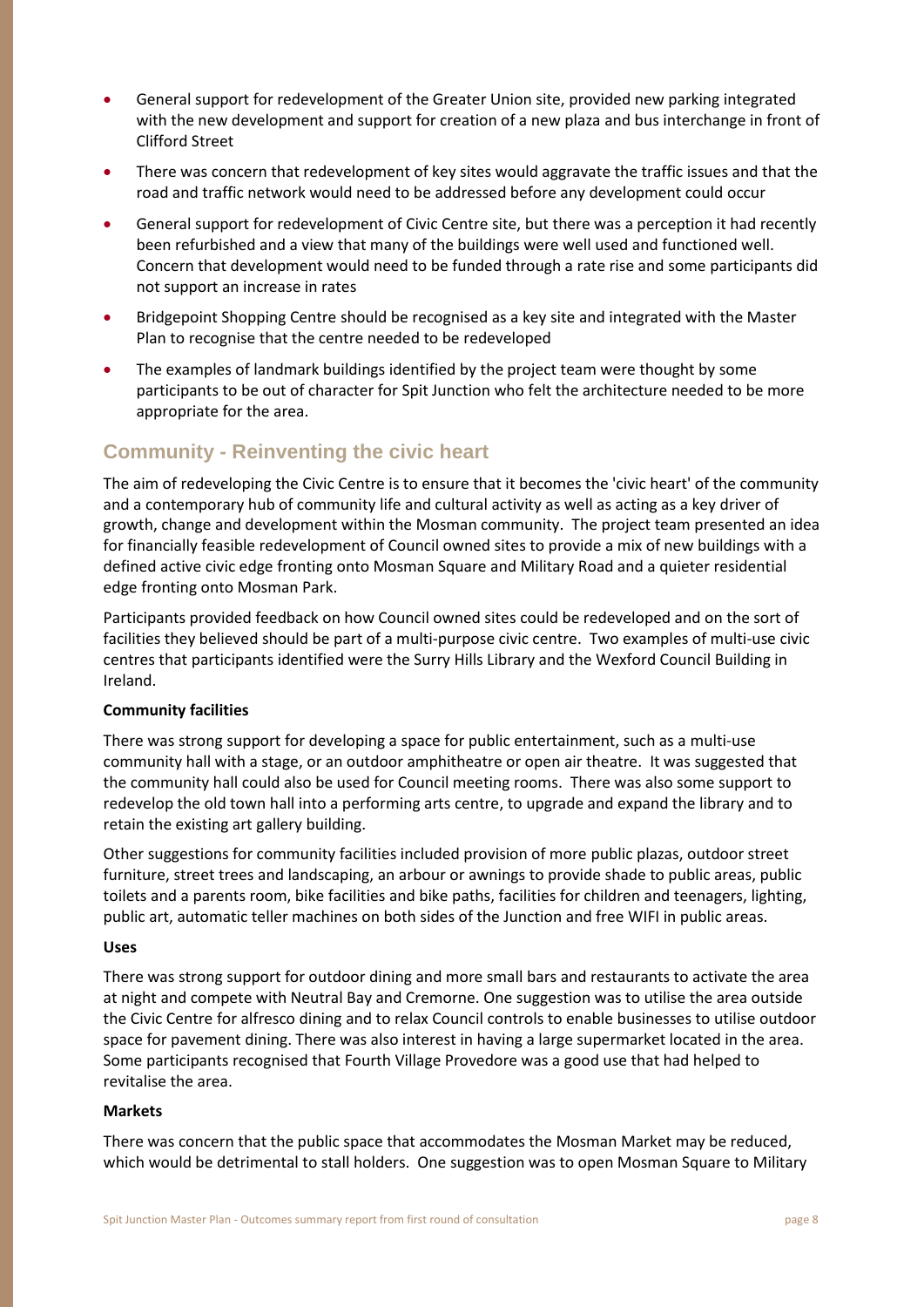- General support for redevelopment of the Greater Union site, provided new parking integrated with the new development and support for creation of a new plaza and bus interchange in front of Clifford Street
- There was concern that redevelopment of key sites would aggravate the traffic issues and that the road and traffic network would need to be addressed before any development could occur
- General support for redevelopment of Civic Centre site, but there was a perception it had recently been refurbished and a view that many of the buildings were well used and functioned well. Concern that development would need to be funded through a rate rise and some participants did not support an increase in rates
- Bridgepoint Shopping Centre should be recognised as a key site and integrated with the Master Plan to recognise that the centre needed to be redeveloped
- The examples of landmark buildings identified by the project team were thought by some participants to be out of character for Spit Junction who felt the architecture needed to be more appropriate for the area.

## Community - Reinventing the civic heart

The aim of redeveloping the Civic Centre is to ensure that it becomes the 'civic heart' of the community and a contemporary hub of community life and cultural activity as well as acting as a key driver of growth, change and development within the Mosman community. The project team presented an idea for financially feasible redevelopment of Council owned sites to provide a mix of new buildings with a defined active civic edge fronting onto Mosman Square and Military Road and a quieter residential edge fronting onto Mosman Park.

Participants provided feedback on how Council owned sites could be redeveloped and on the sort of facilities they believed should be part of a multi-purpose civic centre. Two examples of multi-use civic centres that participants identified were the Surry Hills Library and the Wexford Council Building in Ireland.

**Community facilities**

There was strong support for developing a space for public entertainment, such as a multi-use community hall with a stage, or an outdoor amphitheatre or open air theatre. It was suggested that the community hall could also be used for Council meeting rooms. There was also some support to redevelop the old town hall into a performing arts centre, to upgrade and expand the library and to retain the existing art gallery building.

Other suggestions for community facilities included provision of more public plazas, outdoor street furniture, street trees and landscaping, an arbour or awnings to provide shade to public areas, public toilets and a parents room, bike facilities and bike paths, facilities for children and teenagers, lighting, public art, automatic teller machines on both sides of the Junction and free WIFI in public areas.

**Uses**

There was strong support for outdoor dining and more small bars and restaurants to activate the area at night and compete with Neutral Bay and Cremorne. One suggestion was to utilise the area outside the Civic Centre for alfresco dining and to relax Council controls to enable businesses to utilise outdoor space for pavement dining. There was also interest in having a large supermarket located in the area. Some participants recognised that Fourth Village Provedore was a good use that had helped to revitalise the area.

**Markets**

There was concern that the public space that accommodates the Mosman Market may be reduced, which would be detrimental to stall holders. One suggestion was to open Mosman Square to Military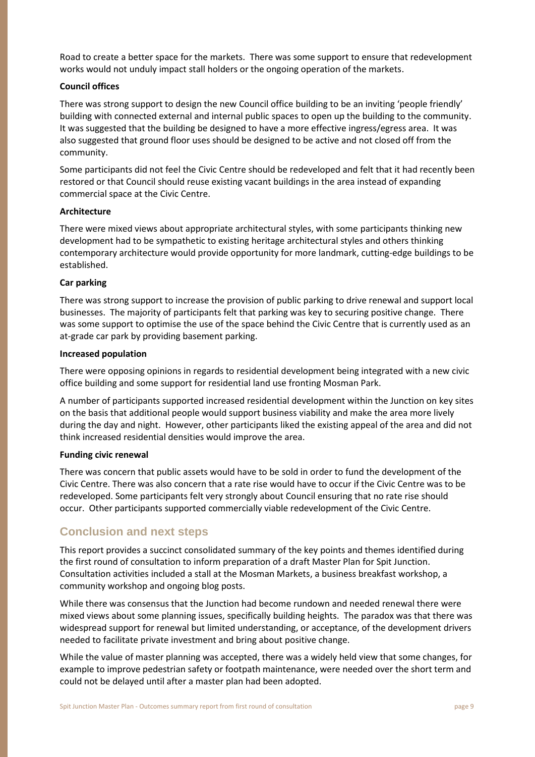Road to create a better space for the markets. There was some support to ensure that redevelopment works would not unduly impact stall holders or the ongoing operation of the markets.

**Council offices**

There was strong support to design the new Council office building to be an inviting 'people friendly' building with connected external and internal public spaces to open up the building to the community. It was suggested that the building be designed to have a more effective ingress/egress area. It was also suggested that ground floor uses should be designed to be active and not closed off from the community.

Some participants did not feel the Civic Centre should be redeveloped and felt that it had recently been restored or that Council should reuse existing vacant buildings in the area instead of expanding commercial space at the Civic Centre.

**Architecture**

There were mixed views about appropriate architectural styles, with some participants thinking new development had to be sympathetic to existing heritage architectural styles and others thinking contemporary architecture would provide opportunity for more landmark, cutting-edge buildings to be established.

**Car parking**

There was strong support to increase the provision of public parking to drive renewal and support local businesses. The majority of participants felt that parking was key to securing positive change. There was some support to optimise the use of the space behind the Civic Centre that is currently used as an at-grade car park by providing basement parking.

**Increased population**

There were opposing opinions in regards to residential development being integrated with a new civic office building and some support for residential land use fronting Mosman Park.

A number of participants supported increased residential development within the Junction on key sites on the basis that additional people would support business viability and make the area more lively during the day and night. However, other participants liked the existing appeal of the area and did not think increased residential densities would improve the area.

**Funding civic renewal**

There was concern that public assets would have to be sold in order to fund the development of the Civic Centre. There was also concern that a rate rise would have to occur if the Civic Centre was to be redeveloped. Some participants felt very strongly about Council ensuring that no rate rise should occur. Other participants supported commercially viable redevelopment of the Civic Centre.

## Conclusion and next steps

This report provides a succinct consolidated summary of the key points and themes identified during the first round of consultation to inform preparation of a draft Master Plan for Spit Junction. Consultation activities included a stall at the Mosman Markets, a business breakfast workshop, a community workshop and ongoing blog posts.

While there was consensus that the Junction had become rundown and needed renewal there were mixed views about some planning issues, specifically building heights. The paradox was that there was widespread support for renewal but limited understanding, or acceptance, of the development drivers needed to facilitate private investment and bring about positive change.

While the value of master planning was accepted, there was a widely held view that some changes, for example to improve pedestrian safety or footpath maintenance, were needed over the short term and could not be delayed until after a master plan had been adopted.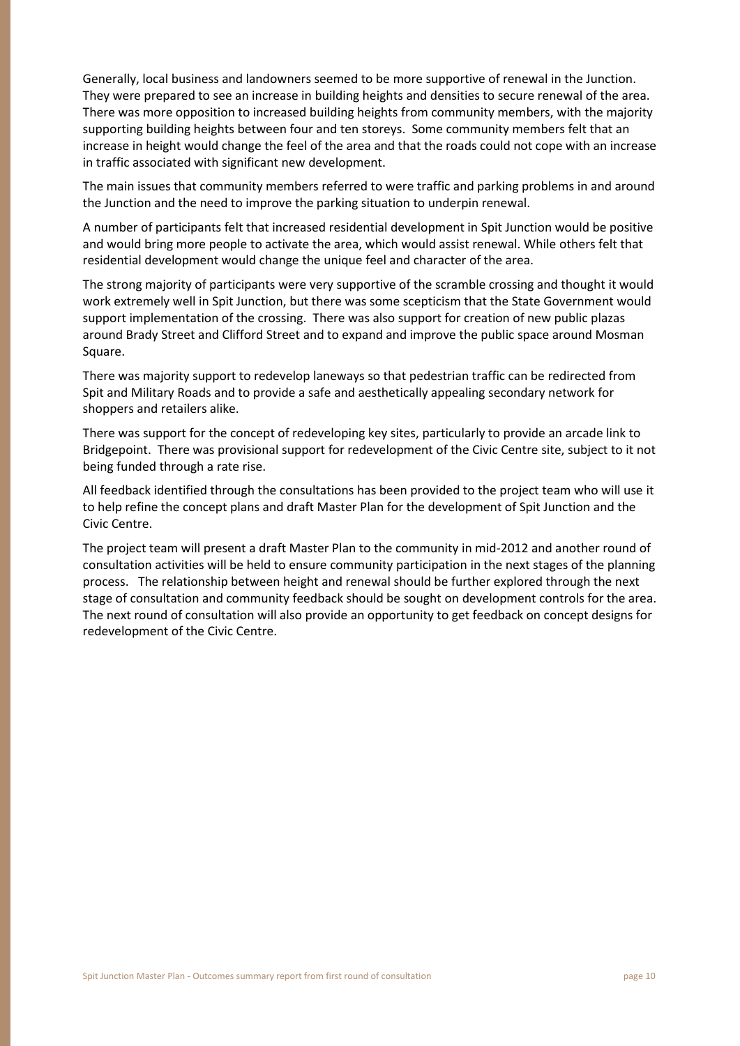Generally, local business and landowners seemed to be more supportive of renewal in the Junction. They were prepared to see an increase in building heights and densities to secure renewal of the area. There was more opposition to increased building heights from community members, with the majority supporting building heights between four and ten storeys. Some community members felt that an increase in height would change the feel of the area and that the roads could not cope with an increase in traffic associated with significant new development.

The main issues that community members referred to were traffic and parking problems in and around the Junction and the need to improve the parking situation to underpin renewal.

A number of participants felt that increased residential development in Spit Junction would be positive and would bring more people to activate the area, which would assist renewal. While others felt that residential development would change the unique feel and character of the area.

The strong majority of participants were very supportive of the scramble crossing and thought it would work extremely well in Spit Junction, but there was some scepticism that the State Government would support implementation of the crossing. There was also support for creation of new public plazas around Brady Street and Clifford Street and to expand and improve the public space around Mosman Square.

There was majority support to redevelop laneways so that pedestrian traffic can be redirected from Spit and Military Roads and to provide a safe and aesthetically appealing secondary network for shoppers and retailers alike.

There was support for the concept of redeveloping key sites, particularly to provide an arcade link to Bridgepoint. There was provisional support for redevelopment of the Civic Centre site, subject to it not being funded through a rate rise.

All feedback identified through the consultations has been provided to the project team who will use it to help refine the concept plans and draft Master Plan for the development of Spit Junction and the Civic Centre.

The project team will present a draft Master Plan to the community in mid-2012 and another round of consultation activities will be held to ensure community participation in the next stages of the planning process. The relationship between height and renewal should be further explored through the next stage of consultation and community feedback should be sought on development controls for the area. The next round of consultation will also provide an opportunity to get feedback on concept designs for redevelopment of the Civic Centre.